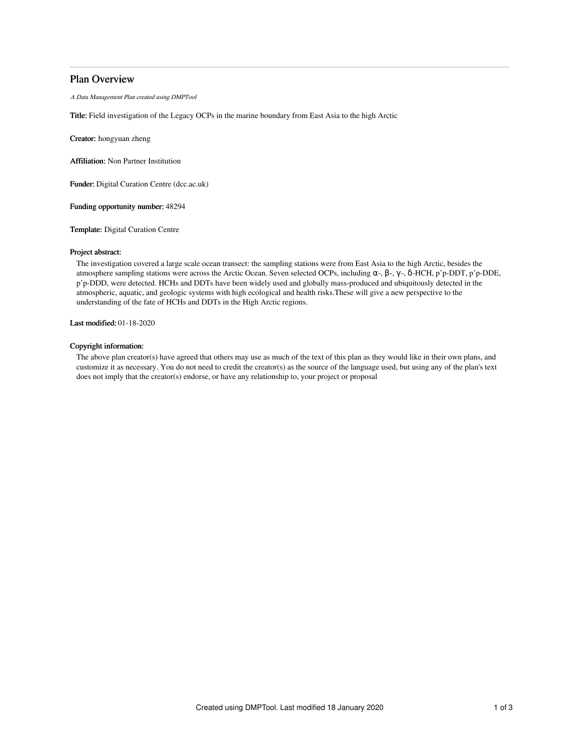# Plan Overview

*A Data Management Plan created using DMPTool*

**Title:** Field investigation of the Legacy OCPs in the marine boundary from East Asia to the high Arctic

**Creator:** hongyuan zheng

**Affiliation:** Non Partner Institution

**Funder:** Digital Curation Centre (dcc.ac.uk)

**Funding opportunity number:** 48294

**Template:** Digital Curation Centre

**Project abstract:**

The investigation covered a large scale ocean transect: the sampling stations were from East Asia to the high Arctic, besides the atmosphere sampling stations were across the Arctic Ocean. Seven selected OCPs, including α-, β-, γ-, δ-HCH, p'p-DDT, p'p-DDE, p'p-DDD, were detected. HCHs and DDTs have been widely used and globally mass-produced and ubiquitously detected in the atmospheric, aquatic, and geologic systems with high ecological and health risks.These will give a new perspective to the understanding of the fate of HCHs and DDTs in the High Arctic regions.

**Last modified:** 01-18-2020

**Copyright information:**

The above plan creator(s) have agreed that others may use as much of the text of this plan as they would like in their own plans, and customize it as necessary. You do not need to credit the creator(s) as the source of the language used, but using any of the plan's text does not imply that the creator(s) endorse, or have any relationship to, your project or proposal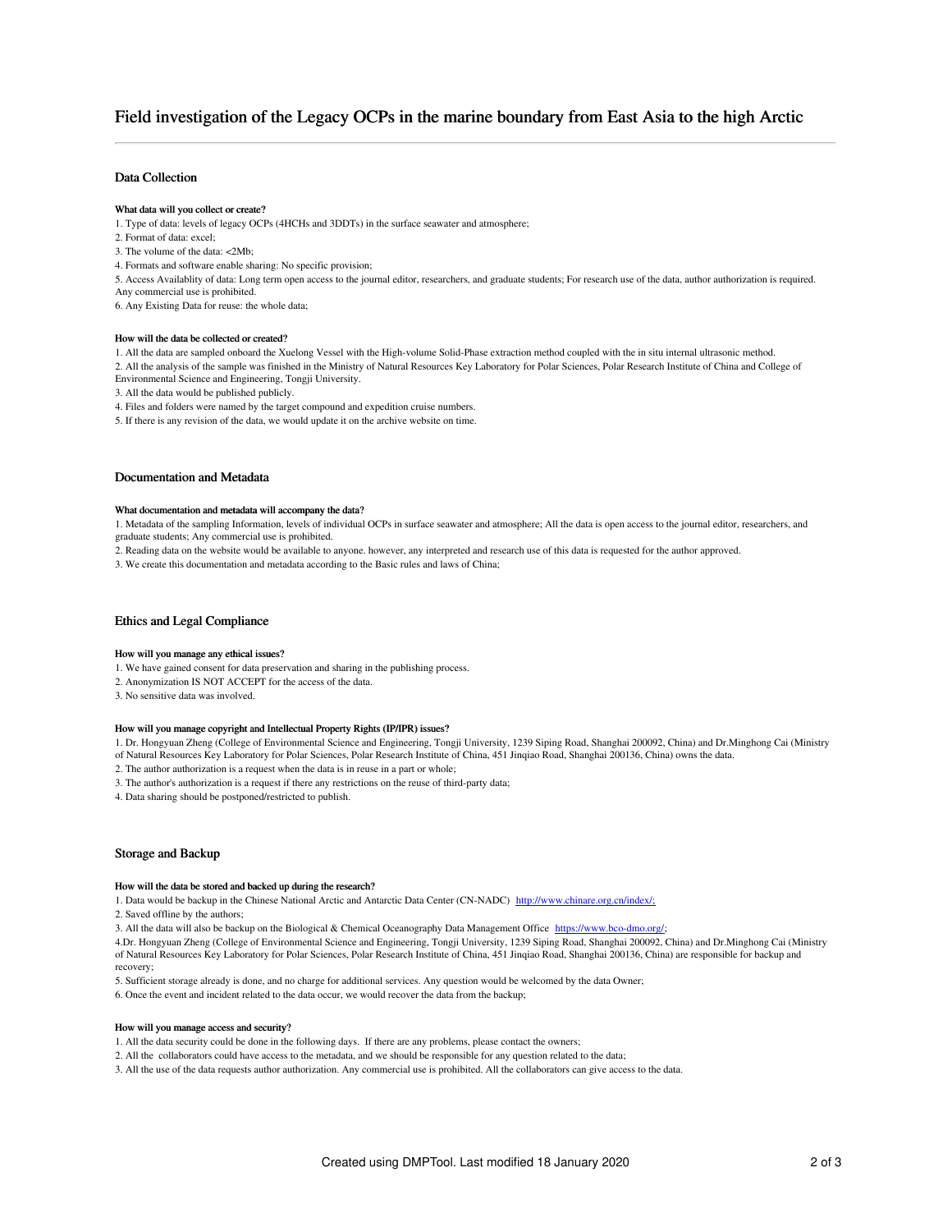# Field investigation of the Legacy OCPs in the marine boundary from East Asia to the high Arctic

## Data Collection

#### What data will you collect or create?

1. Type of data: levels of legacy OCPs (4HCHs and 3DDTs) in the surface seawater and atmosphere;
2. Format of data: excel;
3. The volume of the data: <2Mb;
4. Formats and software enable sharing: No specific provision;
5. Access Availablity of data: Long term open access to the journal editor, researchers, and graduate students; For research use of the data, author authorization is required. Any commercial use is prohibited.
6. Any Existing Data for reuse: the whole data;

#### How will the data be collected or created?

1. All the data are sampled onboard the Xuelong Vessel with the High-volume Solid-Phase extraction method coupled with the in situ internal ultrasonic method.
2. All the analysis of the sample was finished in the Ministry of Natural Resources Key Laboratory for Polar Sciences, Polar Research Institute of China and College of Environmental Science and Engineering, Tongji University.
3. All the data would be published publicly.
4. Files and folders were named by the target compound and expedition cruise numbers.
5. If there is any revision of the data, we would update it on the archive website on time.

## Documentation and Metadata

#### What documentation and metadata will accompany the data?

1. Metadata of the sampling Information, levels of individual OCPs in surface seawater and atmosphere; All the data is open access to the journal editor, researchers, and graduate students; Any commercial use is prohibited.
2. Reading data on the website would be available to anyone. however, any interpreted and research use of this data is requested for the author approved.
3. We create this documentation and metadata according to the Basic rules and laws of China;

## Ethics and Legal Compliance

#### How will you manage any ethical issues?

1. We have gained consent for data preservation and sharing in the publishing process.
2. Anonymization IS NOT ACCEPT for the access of the data.
3. No sensitive data was involved.

#### How will you manage copyright and Intellectual Property Rights (IP/IPR) issues?

1. Dr. Hongyuan Zheng (College of Environmental Science and Engineering, Tongji University, 1239 Siping Road, Shanghai 200092, China) and Dr.Minghong Cai (Ministry of Natural Resources Key Laboratory for Polar Sciences, Polar Research Institute of China, 451 Jinqiao Road, Shanghai 200136, China) owns the data.
2. The author authorization is a request when the data is in reuse in a part or whole;
3. The author's authorization is a request if there any restrictions on the reuse of third-party data;
4. Data sharing should be postponed/restricted to publish.

## Storage and Backup

#### How will the data be stored and backed up during the research?

1. Data would be backup in the Chinese National Arctic and Antarctic Data Center (CN-NADC) [http://www.chinare.org.cn/index/;](http://www.chinare.org.cn/index/)
2. Saved offline by the authors;
3. All the data will also be backup on the Biological & Chemical Oceanography Data Management Office [https://www.bco-dmo.org/;](https://www.bco-dmo.org/)
4. Dr. Hongyuan Zheng (College of Environmental Science and Engineering, Tongji University, 1239 Siping Road, Shanghai 200092, China) and Dr.Minghong Cai (Ministry of Natural Resources Key Laboratory for Polar Sciences, Polar Research Institute of China, 451 Jinqiao Road, Shanghai 200136, China) are responsible for backup and recovery;
5. Sufficient storage already is done, and no charge for additional services. Any question would be welcomed by the data Owner;
6. Once the event and incident related to the data occur, we would recover the data from the backup;

#### How will you manage access and security?

1. All the data security could be done in the following days. If there are any problems, please contact the owners;
2. All the collaborators could have access to the metadata, and we should be responsible for any question related to the data;
3. All the use of the data requests author authorization. Any commercial use is prohibited. All the collaborators can give access to the data.

Created using DMPTool. Last modified 18 January 2020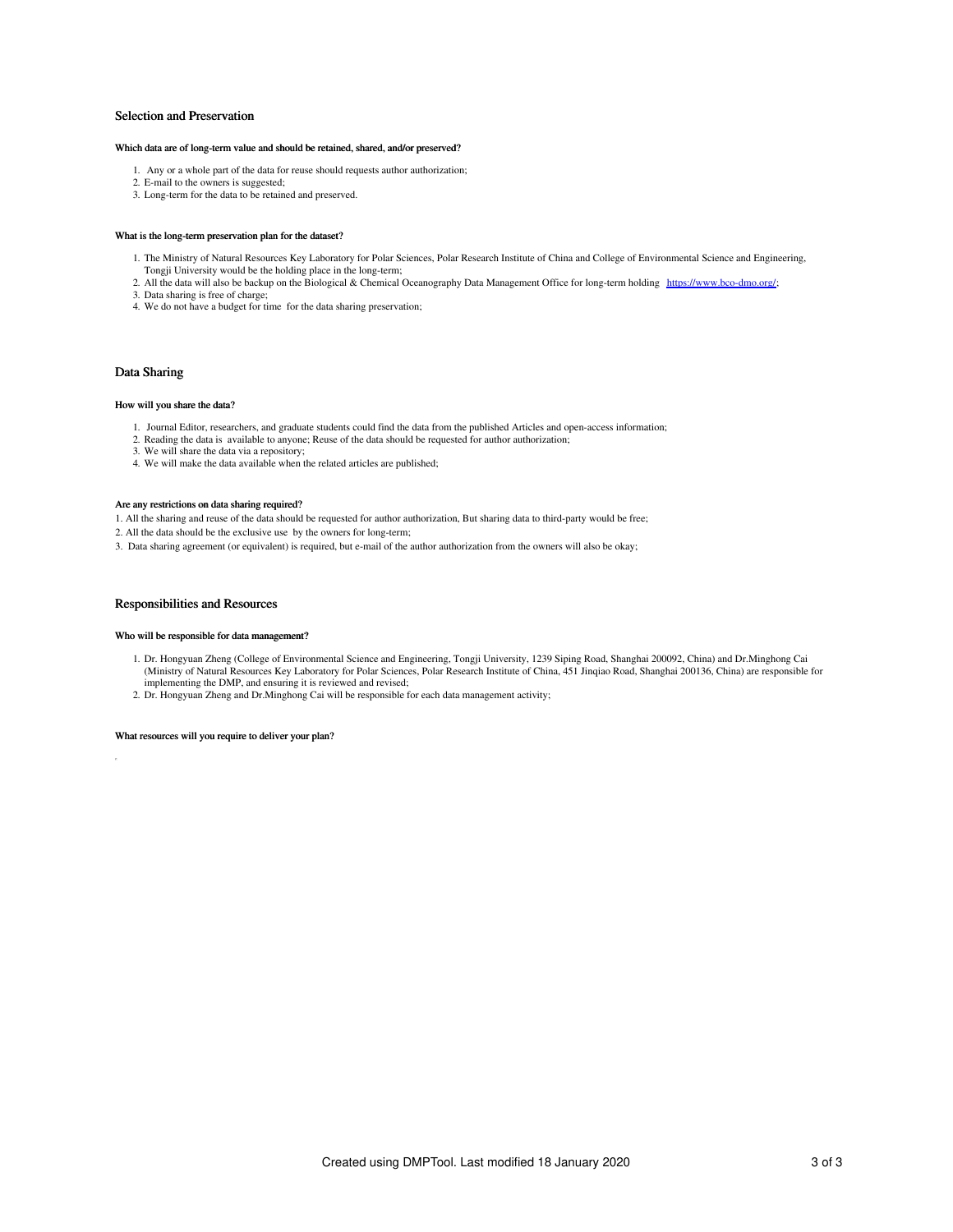## Selection and Preservation

### Which data are of long-term value and should be retained, shared, and/or preserved?

1. Any or a whole part of the data for reuse should requests author authorization;
2. E-mail to the owners is suggested;
3. Long-term for the data to be retained and preserved.

### What is the long-term preservation plan for the dataset?

1. The Ministry of Natural Resources Key Laboratory for Polar Sciences, Polar Research Institute of China and College of Environmental Science and Engineering, Tongji University would be the holding place in the long-term;
2. All the data will also be backup on the Biological & Chemical Oceanography Data Management Office for long-term holding https://www.bco-dmo.org/;
3. Data sharing is free of charge;
4. We do not have a budget for time for the data sharing preservation;

## Data Sharing

### How will you share the data?

1. Journal Editor, researchers, and graduate students could find the data from the published Articles and open-access information;
2. Reading the data is available to anyone; Reuse of the data should be requested for author authorization;
3. We will share the data via a repository;
4. We will make the data available when the related articles are published;

### Are any restrictions on data sharing required?

1. All the sharing and reuse of the data should be requested for author authorization, But sharing data to third-party would be free;
2. All the data should be the exclusive use by the owners for long-term;
3. Data sharing agreement (or equivalent) is required, but e-mail of the author authorization from the owners will also be okay;

## Responsibilities and Resources

### Who will be responsible for data management?

1. Dr. Hongyuan Zheng (College of Environmental Science and Engineering, Tongji University, 1239 Siping Road, Shanghai 200092, China) and Dr.Minghong Cai (Ministry of Natural Resources Key Laboratory for Polar Sciences, Polar Research Institute of China, 451 Jinqiao Road, Shanghai 200136, China) are responsible for implementing the DMP, and ensuring it is reviewed and revised;
2. Dr. Hongyuan Zheng and Dr.Minghong Cai will be responsible for each data management activity;

### What resources will you require to deliver your plan?